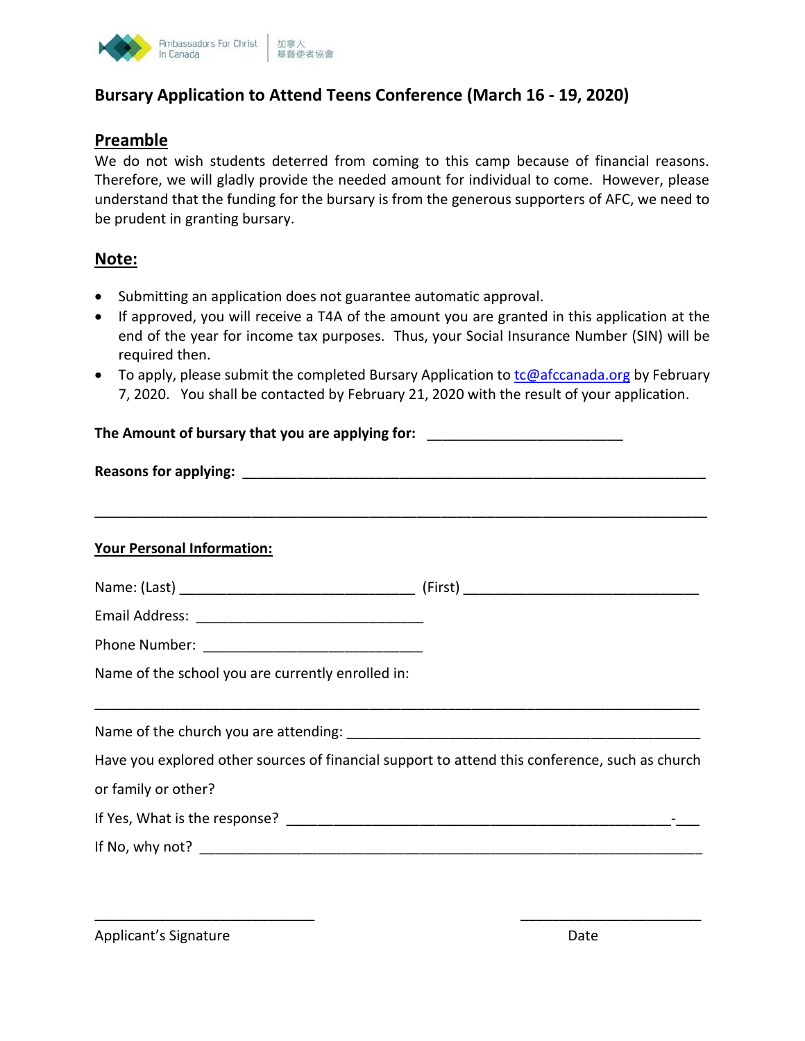Ambassadors For Christ In Canada | 加拿大基督使者協會

# Bursary Application to Attend Teens Conference (March 16 - 19, 2020)

## Preamble

We do not wish students deterred from coming to this camp because of financial reasons. Therefore, we will gladly provide the needed amount for individual to come. However, please understand that the funding for the bursary is from the generous supporters of AFC, we need to be prudent in granting bursary.

## Note:

- Submitting an application does not guarantee automatic approval.
- If approved, you will receive a T4A of the amount you are granted in this application at the end of the year for income tax purposes. Thus, your Social Insurance Number (SIN) will be required then.
- To apply, please submit the completed Bursary Application to tc@afccanada.org by February 7, 2020. You shall be contacted by February 21, 2020 with the result of your application.

**The Amount of bursary that you are applying for:** _________________________

**Reasons for applying:** ____________________________________________________________

______________________________________________________________________________

**Your Personal Information:**

Name: (Last) ______________________________ (First) ______________________________

Email Address: _____________________________

Phone Number: ____________________________

Name of the school you are currently enrolled in:

______________________________________________________________________________

Name of the church you are attending: ______________________________________________

Have you explored other sources of financial support to attend this conference, such as church or family or other?

If Yes, What is the response? _________________________________________________-___

If No, why not? ______________________________________________________________

_____________________________ &nbsp;&nbsp;&nbsp;&nbsp;&nbsp;&nbsp;&nbsp;&nbsp; ________________________

Applicant's Signature &nbsp;&nbsp;&nbsp;&nbsp;&nbsp;&nbsp;&nbsp;&nbsp;&nbsp;&nbsp;&nbsp;&nbsp;&nbsp;&nbsp;&nbsp;&nbsp;&nbsp;&nbsp;&nbsp;&nbsp;&nbsp;&nbsp;&nbsp;&nbsp;&nbsp;&nbsp;&nbsp;&nbsp;&nbsp;&nbsp;&nbsp;&nbsp; Date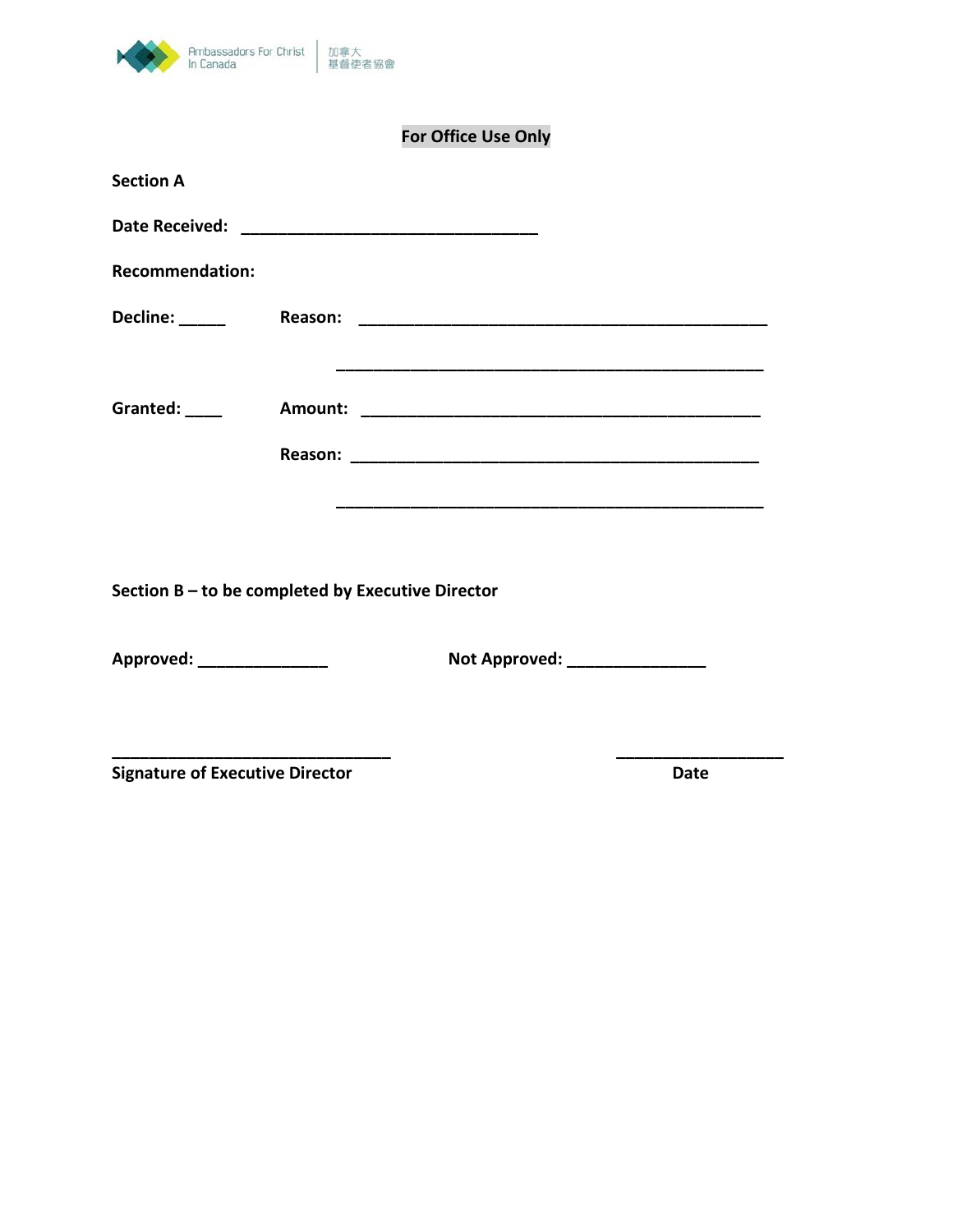Ambassadors For Christ In Canada | 加拿大基督使者協會

**For Office Use Only**

**Section A**

**Date Received:** ________________________________

**Recommendation:**

**Decline:** _____ **Reason:** ____________________________________________

____________________________________________

**Granted:** ____ **Amount:** ____________________________________________

**Reason:** ____________________________________________

____________________________________________

**Section B – to be completed by Executive Director**

**Approved:** ______________ **Not Approved:** _______________

______________________________ __________________

**Signature of Executive Director** **Date**